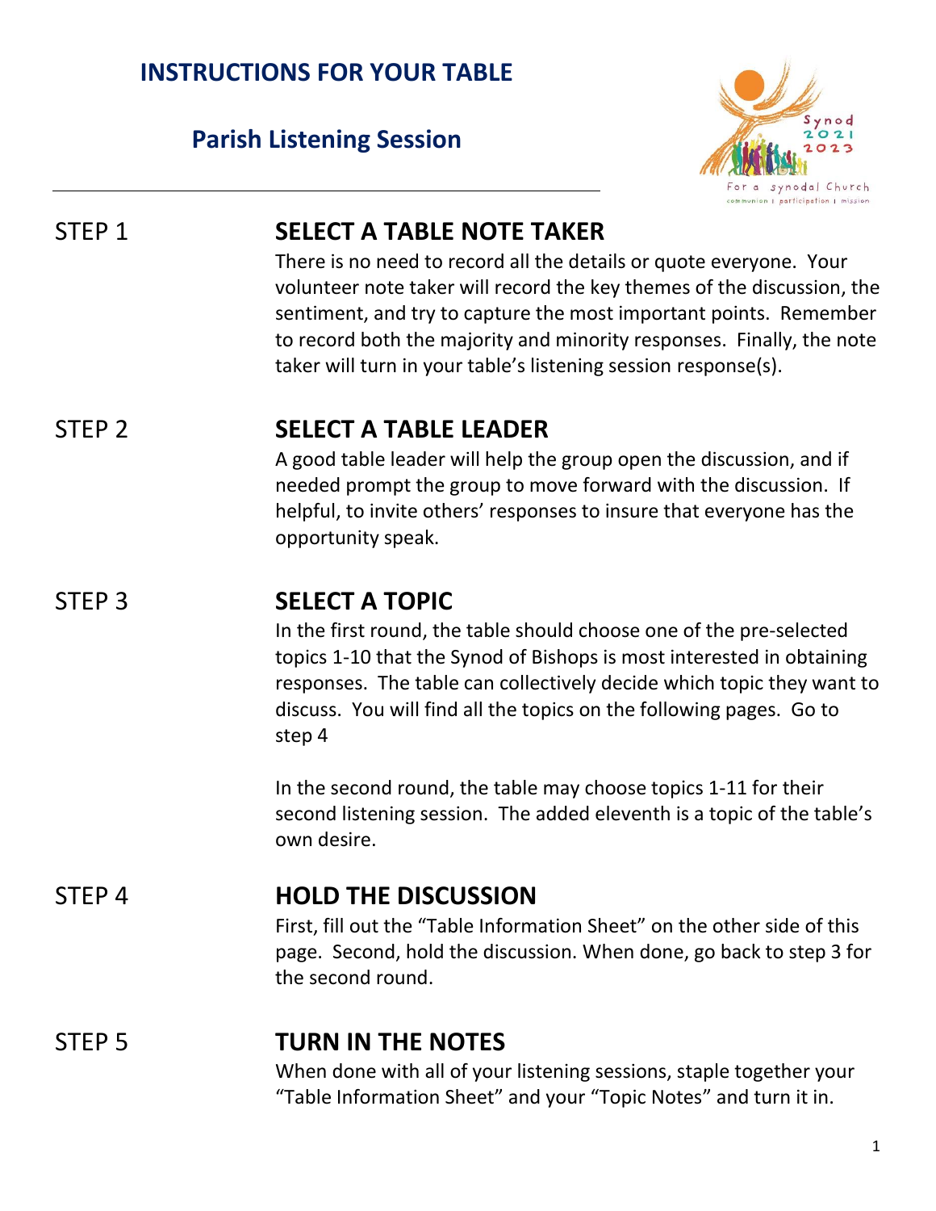# INSTRUCTIONS FOR YOUR TABLE

## Parish Listening Session

STEP 1

### SELECT A TABLE NOTE TAKER

There is no need to record all the details or quote everyone. Your volunteer note taker will record the key themes of the discussion, the sentiment, and try to capture the most important points. Remember to record both the majority and minority responses. Finally, the note taker will turn in your table's listening session response(s).

STEP 2

### SELECT A TABLE LEADER

A good table leader will help the group open the discussion, and if needed prompt the group to move forward with the discussion. If helpful, to invite others' responses to insure that everyone has the opportunity speak.

STEP 3

### SELECT A TOPIC

In the first round, the table should choose one of the pre-selected topics 1-10 that the Synod of Bishops is most interested in obtaining responses. The table can collectively decide which topic they want to discuss. You will find all the topics on the following pages. Go to step 4

In the second round, the table may choose topics 1-11 for their second listening session. The added eleventh is a topic of the table's own desire.

STEP 4

### HOLD THE DISCUSSION

First, fill out the "Table Information Sheet" on the other side of this page. Second, hold the discussion. When done, go back to step 3 for the second round.

STEP 5

### TURN IN THE NOTES

When done with all of your listening sessions, staple together your "Table Information Sheet" and your "Topic Notes" and turn it in.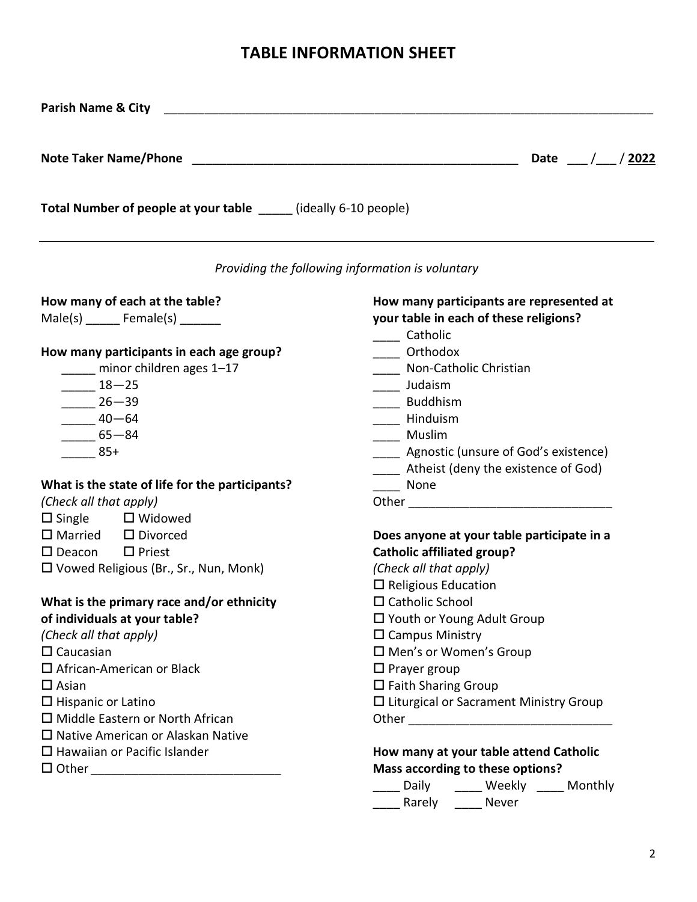# TABLE INFORMATION SHEET

**Parish Name & City** ___________________________________________________________________________

**Note Taker Name/Phone** _________________________________________________ **Date** ___ /___ / **2022**

**Total Number of people at your table** _____ (ideally 6-10 people)

---

*Providing the following information is voluntary*

**How many of each at the table?**
Male(s) _____ Female(s) ______

**How many participants in each age group?**

- _____ minor children ages 1–17
- _____ 18—25
- _____ 26—39
- _____ 40—64
- _____ 65—84
- _____ 85+

**What is the state of life for the participants?**
*(Check all that apply)*

- ☐ Single
- ☐ Widowed
- ☐ Married
- ☐ Divorced
- ☐ Deacon
- ☐ Priest
- ☐ Vowed Religious (Br., Sr., Nun, Monk)

**What is the primary race and/or ethnicity of individuals at your table?**
*(Check all that apply)*

- ☐ Caucasian
- ☐ African-American or Black
- ☐ Asian
- ☐ Hispanic or Latino
- ☐ Middle Eastern or North African
- ☐ Native American or Alaskan Native
- ☐ Hawaiian or Pacific Islander
- ☐ Other ____________________________

**How many participants are represented at your table in each of these religions?**

- ____ Catholic
- ____ Orthodox
- ____ Non-Catholic Christian
- ____ Judaism
- ____ Buddhism
- ____ Hinduism
- ____ Muslim
- ____ Agnostic (unsure of God's existence)
- ____ Atheist (deny the existence of God)
- ____ None

Other ______________________________

**Does anyone at your table participate in a Catholic affiliated group?**
*(Check all that apply)*

- ☐ Religious Education
- ☐ Catholic School
- ☐ Youth or Young Adult Group
- ☐ Campus Ministry
- ☐ Men's or Women's Group
- ☐ Prayer group
- ☐ Faith Sharing Group
- ☐ Liturgical or Sacrament Ministry Group

Other ______________________________

**How many at your table attend Catholic Mass according to these options?**

____ Daily ____ Weekly ____ Monthly
____ Rarely ____ Never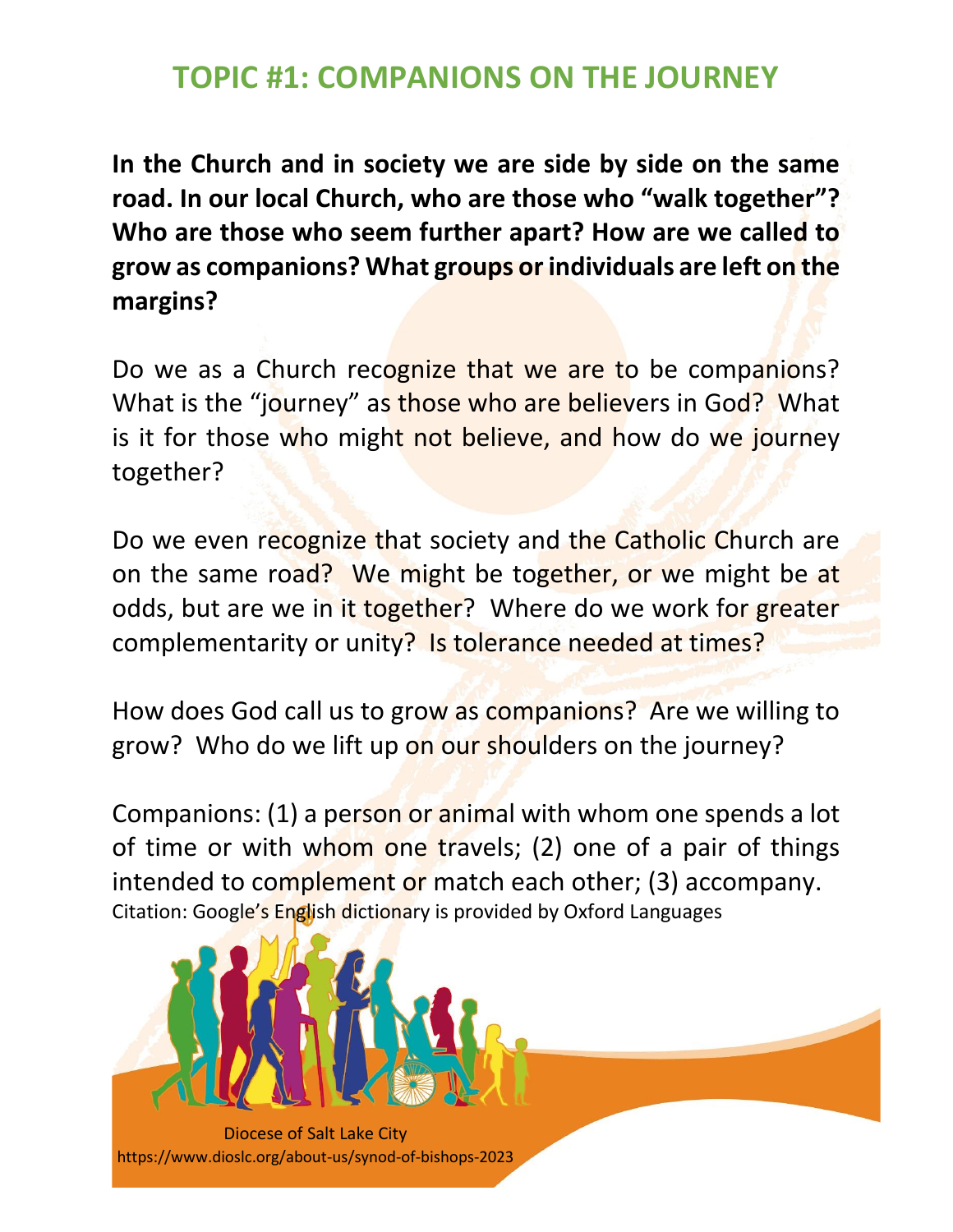# TOPIC #1: COMPANIONS ON THE JOURNEY

**In the Church and in society we are side by side on the same road. In our local Church, who are those who "walk together"? Who are those who seem further apart? How are we called to grow as companions? What groups or individuals are left on the margins?**

Do we as a Church recognize that we are to be companions? What is the "journey" as those who are believers in God? What is it for those who might not believe, and how do we journey together?

Do we even recognize that society and the Catholic Church are on the same road? We might be together, or we might be at odds, but are we in it together? Where do we work for greater complementarity or unity? Is tolerance needed at times?

How does God call us to grow as companions? Are we willing to grow? Who do we lift up on our shoulders on the journey?

Companions: (1) a person or animal with whom one spends a lot of time or with whom one travels; (2) one of a pair of things intended to complement or match each other; (3) accompany.
Citation: Google's English dictionary is provided by Oxford Languages

Diocese of Salt Lake City
https://www.dioslc.org/about-us/synod-of-bishops-2023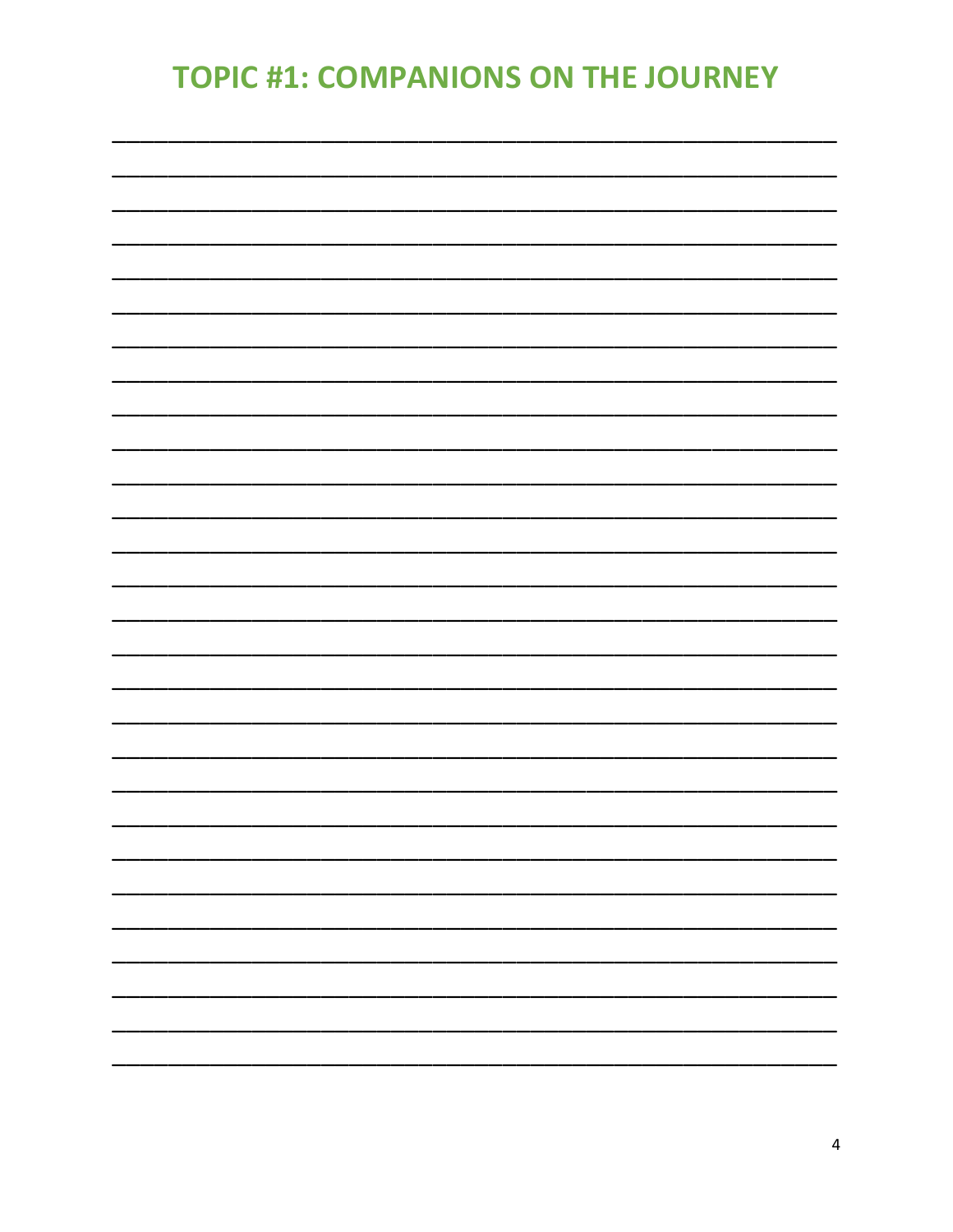# TOPIC #1: COMPANIONS ON THE JOURNEY

___________________________________________________________________________

___________________________________________________________________________

___________________________________________________________________________

___________________________________________________________________________

___________________________________________________________________________

___________________________________________________________________________

___________________________________________________________________________

___________________________________________________________________________

___________________________________________________________________________

___________________________________________________________________________

___________________________________________________________________________

___________________________________________________________________________

___________________________________________________________________________

___________________________________________________________________________

___________________________________________________________________________

___________________________________________________________________________

___________________________________________________________________________

___________________________________________________________________________

___________________________________________________________________________

___________________________________________________________________________

___________________________________________________________________________

___________________________________________________________________________

___________________________________________________________________________

___________________________________________________________________________

___________________________________________________________________________

___________________________________________________________________________

___________________________________________________________________________

___________________________________________________________________________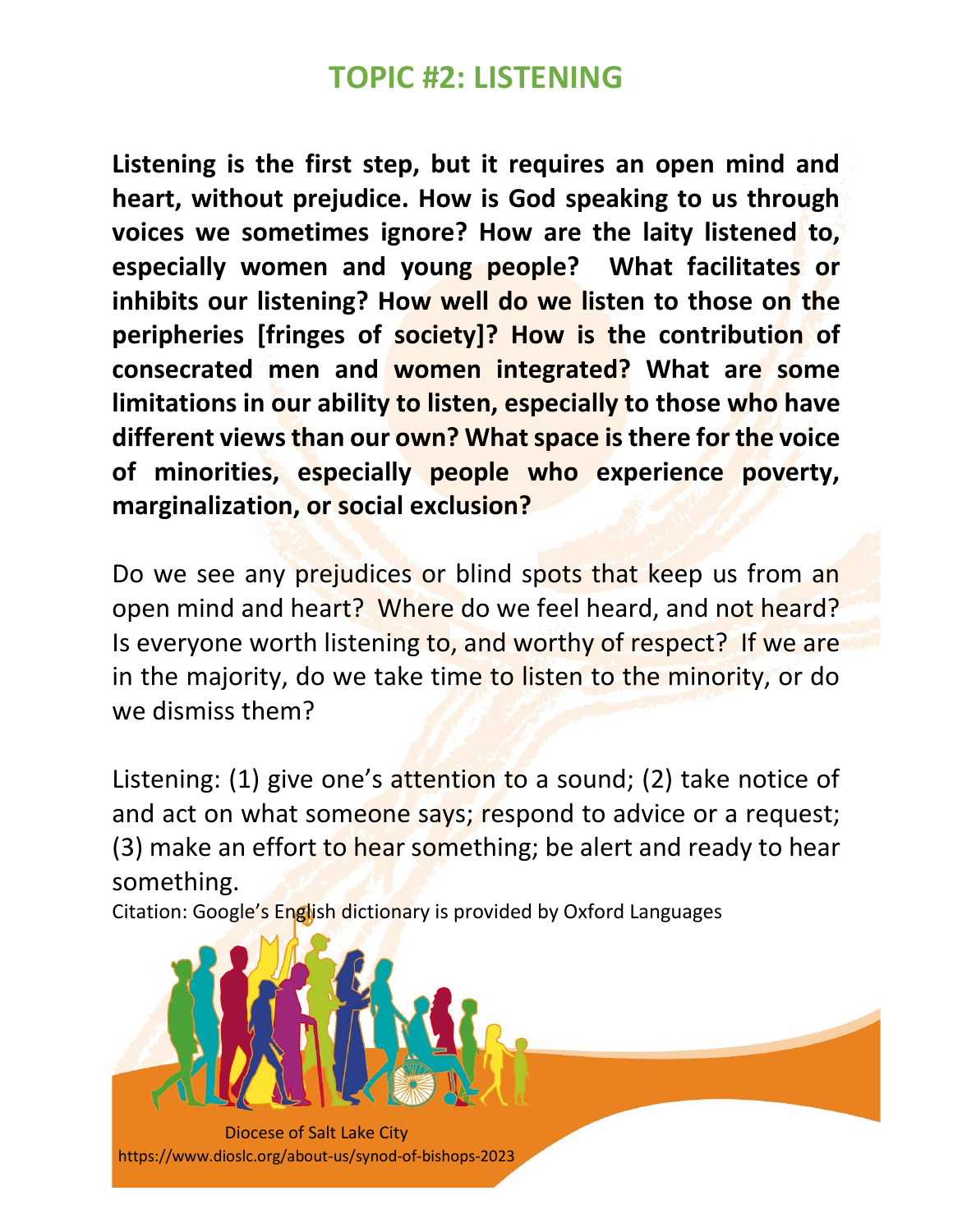# TOPIC #2: LISTENING

**Listening is the first step, but it requires an open mind and heart, without prejudice. How is God speaking to us through voices we sometimes ignore? How are the laity listened to, especially women and young people? What facilitates or inhibits our listening? How well do we listen to those on the peripheries [fringes of society]? How is the contribution of consecrated men and women integrated? What are some limitations in our ability to listen, especially to those who have different views than our own? What space is there for the voice of minorities, especially people who experience poverty, marginalization, or social exclusion?**

Do we see any prejudices or blind spots that keep us from an open mind and heart? Where do we feel heard, and not heard? Is everyone worth listening to, and worthy of respect? If we are in the majority, do we take time to listen to the minority, or do we dismiss them?

Listening: (1) give one's attention to a sound; (2) take notice of and act on what someone says; respond to advice or a request; (3) make an effort to hear something; be alert and ready to hear something.

Citation: Google's English dictionary is provided by Oxford Languages

Diocese of Salt Lake City
https://www.dioslc.org/about-us/synod-of-bishops-2023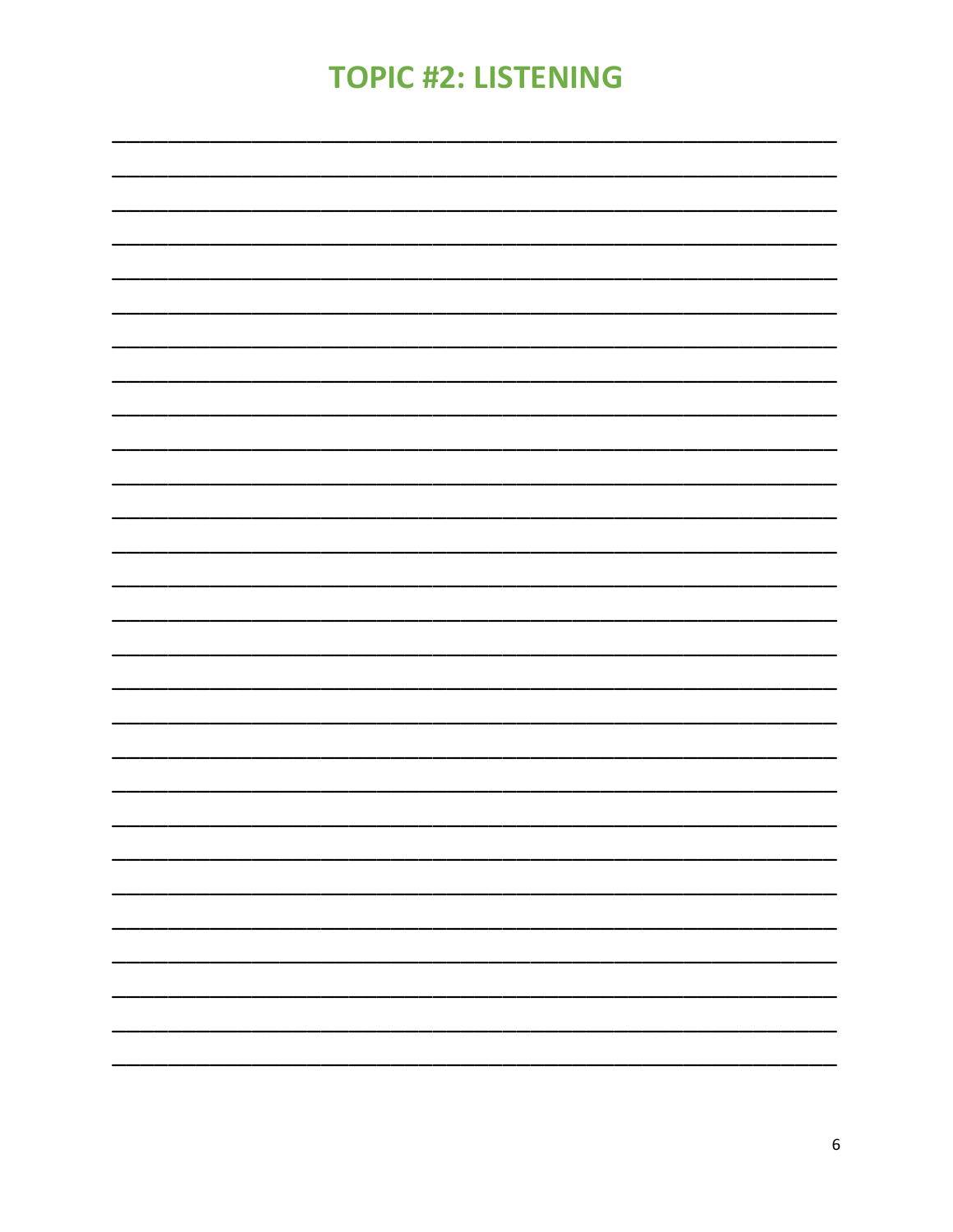# TOPIC #2: LISTENING

_______________________________________________________________________________

_______________________________________________________________________________

_______________________________________________________________________________

_______________________________________________________________________________

_______________________________________________________________________________

_______________________________________________________________________________

_______________________________________________________________________________

_______________________________________________________________________________

_______________________________________________________________________________

_______________________________________________________________________________

_______________________________________________________________________________

_______________________________________________________________________________

_______________________________________________________________________________

_______________________________________________________________________________

_______________________________________________________________________________

_______________________________________________________________________________

_______________________________________________________________________________

_______________________________________________________________________________

_______________________________________________________________________________

_______________________________________________________________________________

_______________________________________________________________________________

_______________________________________________________________________________

_______________________________________________________________________________

_______________________________________________________________________________

_______________________________________________________________________________

_______________________________________________________________________________

_______________________________________________________________________________

_______________________________________________________________________________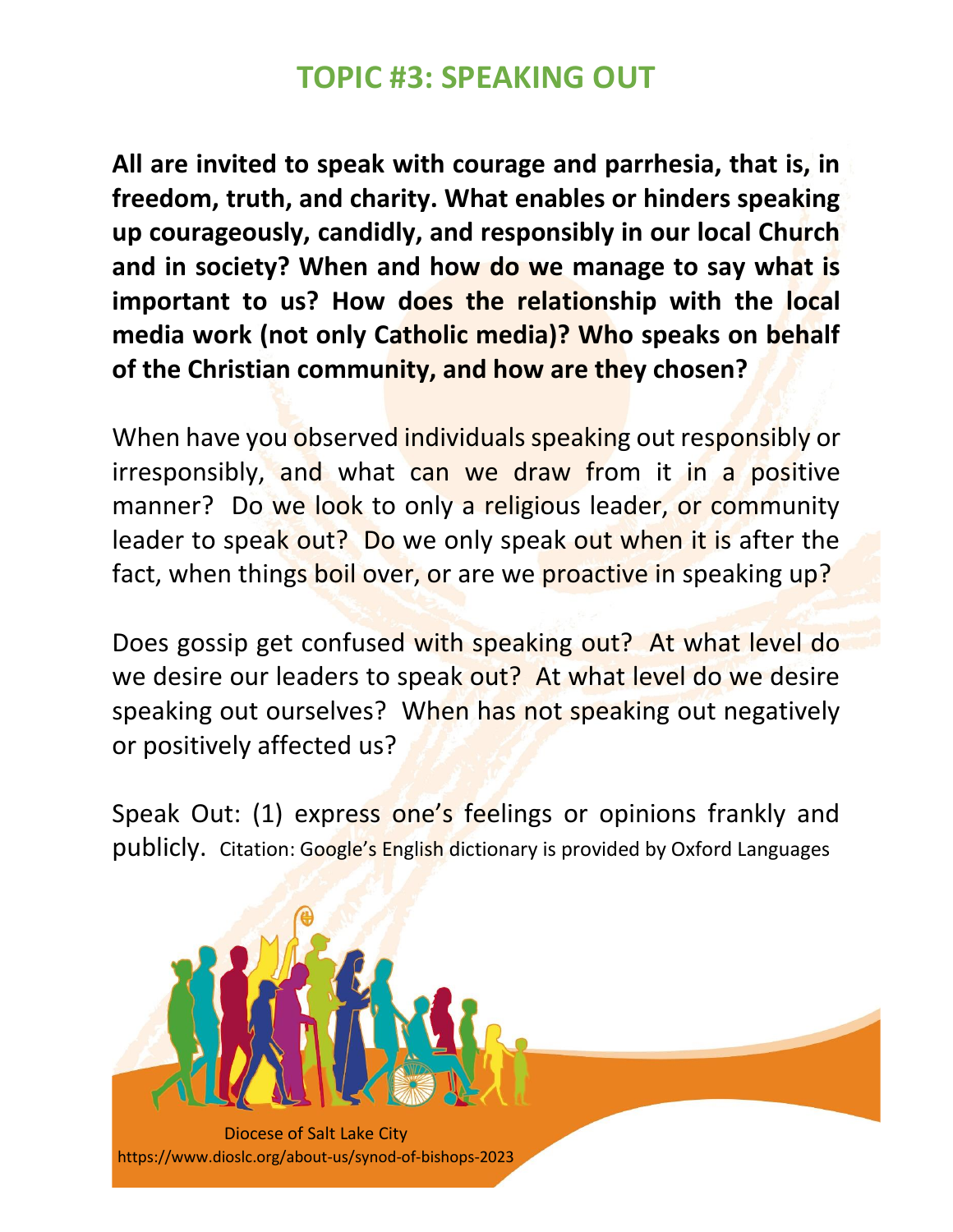# TOPIC #3: SPEAKING OUT

**All are invited to speak with courage and parrhesia, that is, in freedom, truth, and charity. What enables or hinders speaking up courageously, candidly, and responsibly in our local Church and in society? When and how do we manage to say what is important to us? How does the relationship with the local media work (not only Catholic media)? Who speaks on behalf of the Christian community, and how are they chosen?**

When have you observed individuals speaking out responsibly or irresponsibly, and what can we draw from it in a positive manner? Do we look to only a religious leader, or community leader to speak out? Do we only speak out when it is after the fact, when things boil over, or are we proactive in speaking up?

Does gossip get confused with speaking out? At what level do we desire our leaders to speak out? At what level do we desire speaking out ourselves? When has not speaking out negatively or positively affected us?

Speak Out: (1) express one's feelings or opinions frankly and publicly. Citation: Google's English dictionary is provided by Oxford Languages

Diocese of Salt Lake City
https://www.dioslc.org/about-us/synod-of-bishops-2023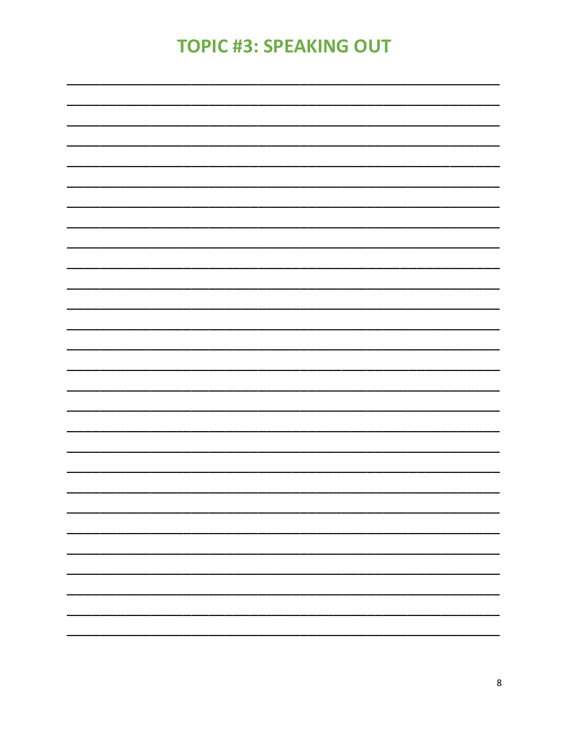# TOPIC #3: SPEAKING OUT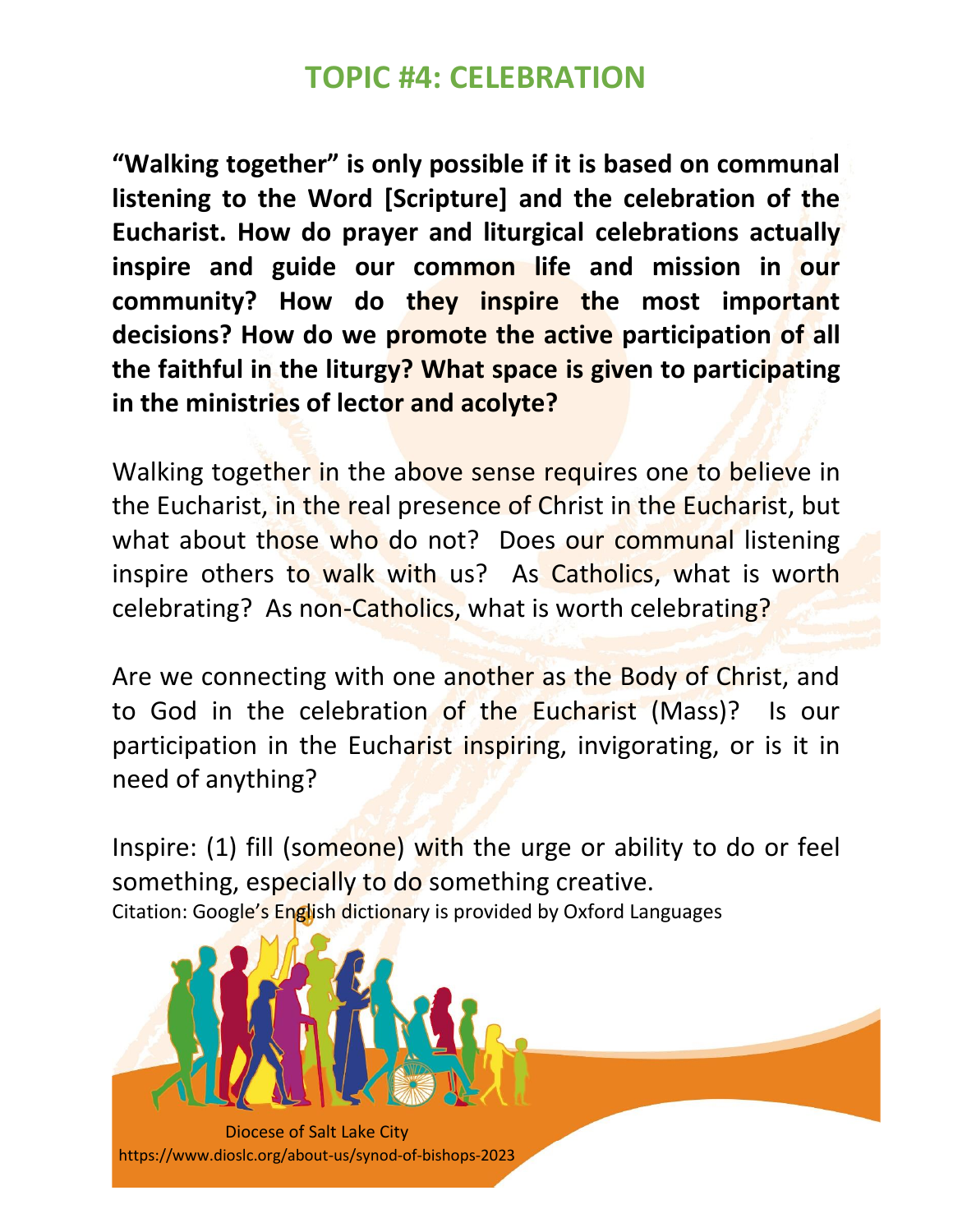## TOPIC #4: CELEBRATION

**"Walking together" is only possible if it is based on communal listening to the Word [Scripture] and the celebration of the Eucharist. How do prayer and liturgical celebrations actually inspire and guide our common life and mission in our community? How do they inspire the most important decisions? How do we promote the active participation of all the faithful in the liturgy? What space is given to participating in the ministries of lector and acolyte?**

Walking together in the above sense requires one to believe in the Eucharist, in the real presence of Christ in the Eucharist, but what about those who do not? Does our communal listening inspire others to walk with us? As Catholics, what is worth celebrating? As non-Catholics, what is worth celebrating?

Are we connecting with one another as the Body of Christ, and to God in the celebration of the Eucharist (Mass)? Is our participation in the Eucharist inspiring, invigorating, or is it in need of anything?

Inspire: (1) fill (someone) with the urge or ability to do or feel something, especially to do something creative.
Citation: Google's English dictionary is provided by Oxford Languages

Diocese of Salt Lake City
https://www.dioslc.org/about-us/synod-of-bishops-2023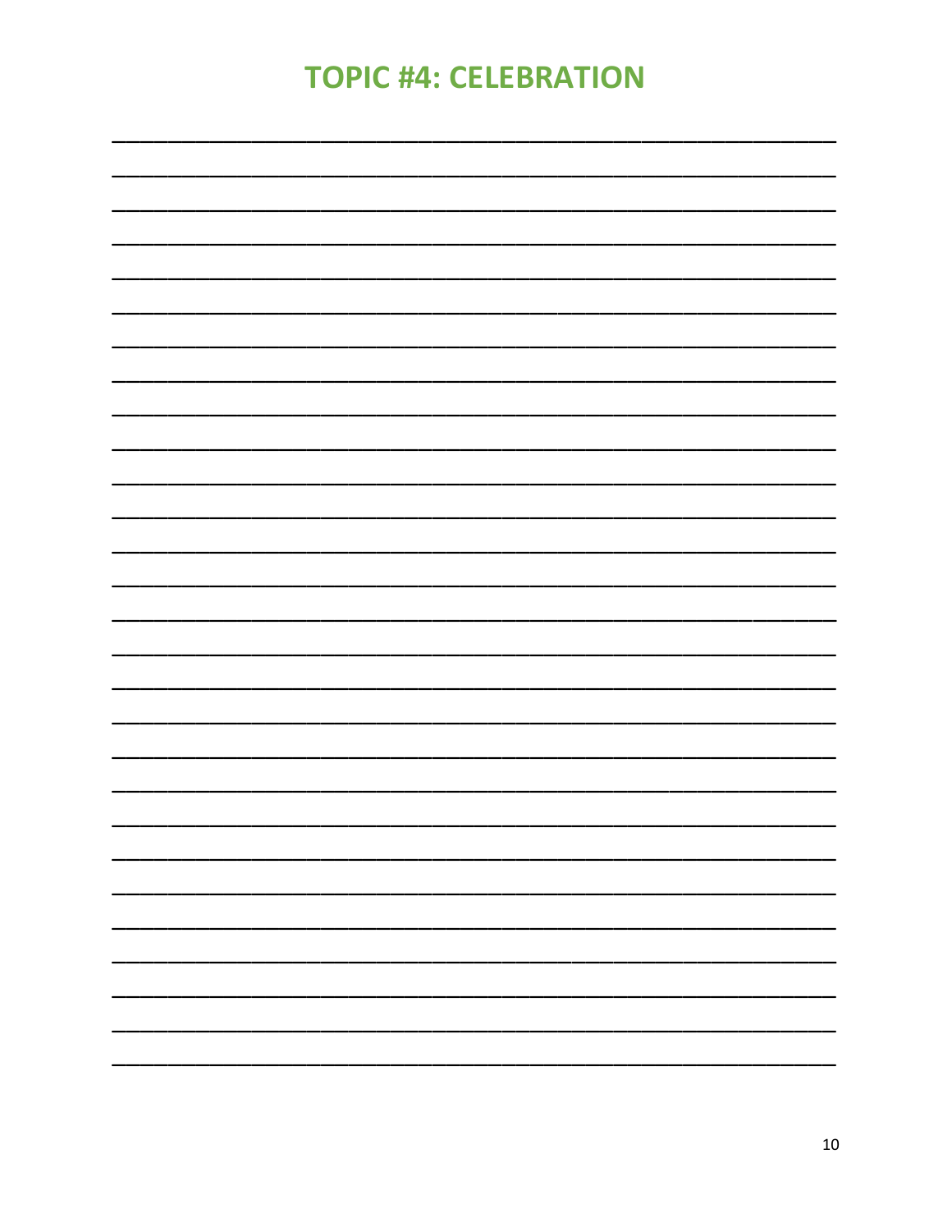# TOPIC #4: CELEBRATION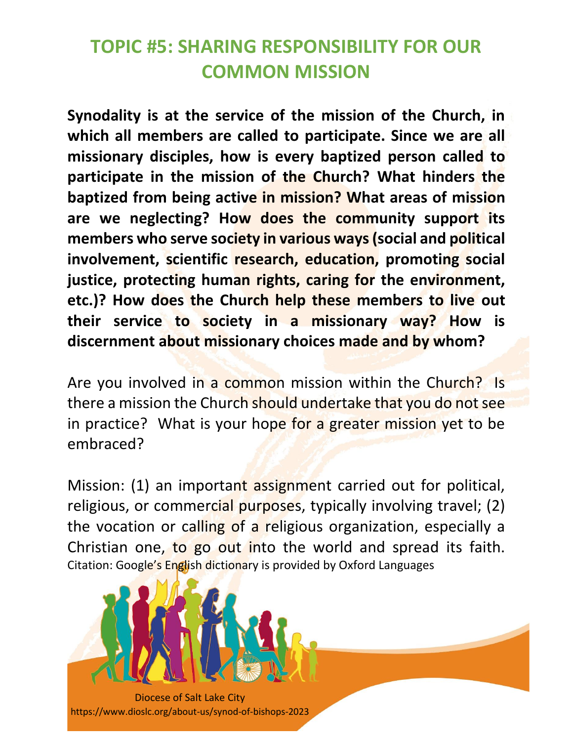# TOPIC #5: SHARING RESPONSIBILITY FOR OUR COMMON MISSION

**Synodality is at the service of the mission of the Church, in which all members are called to participate. Since we are all missionary disciples, how is every baptized person called to participate in the mission of the Church? What hinders the baptized from being active in mission? What areas of mission are we neglecting? How does the community support its members who serve society in various ways (social and political involvement, scientific research, education, promoting social justice, protecting human rights, caring for the environment, etc.)? How does the Church help these members to live out their service to society in a missionary way? How is discernment about missionary choices made and by whom?**

Are you involved in a common mission within the Church? Is there a mission the Church should undertake that you do not see in practice? What is your hope for a greater mission yet to be embraced?

Mission: (1) an important assignment carried out for political, religious, or commercial purposes, typically involving travel; (2) the vocation or calling of a religious organization, especially a Christian one, to go out into the world and spread its faith.
Citation: Google's English dictionary is provided by Oxford Languages

Diocese of Salt Lake City
https://www.dioslc.org/about-us/synod-of-bishops-2023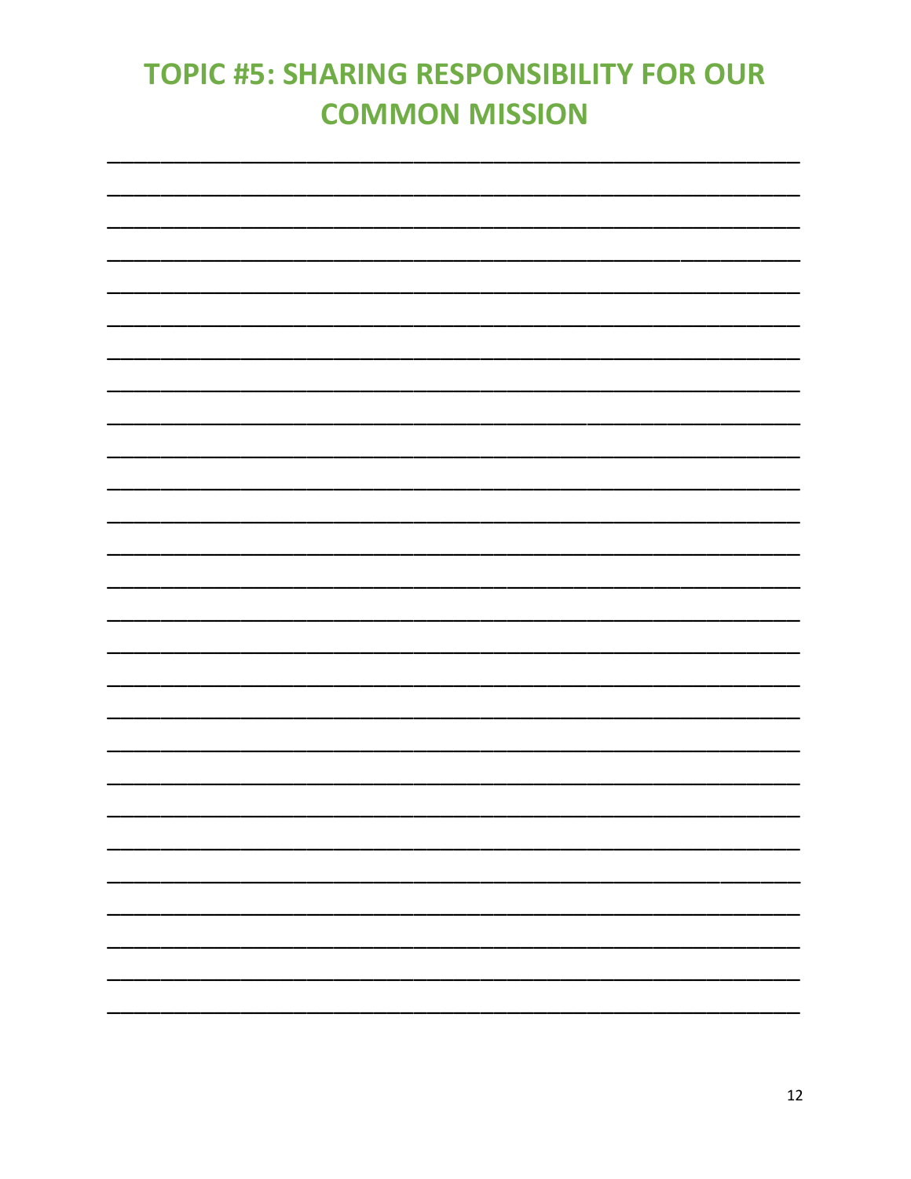# TOPIC #5: SHARING RESPONSIBILITY FOR OUR COMMON MISSION

________________________________________________________________________

________________________________________________________________________

________________________________________________________________________

________________________________________________________________________

________________________________________________________________________

________________________________________________________________________

________________________________________________________________________

________________________________________________________________________

________________________________________________________________________

________________________________________________________________________

________________________________________________________________________

________________________________________________________________________

________________________________________________________________________

________________________________________________________________________

________________________________________________________________________

________________________________________________________________________

________________________________________________________________________

________________________________________________________________________

________________________________________________________________________

________________________________________________________________________

________________________________________________________________________

________________________________________________________________________

________________________________________________________________________

________________________________________________________________________

________________________________________________________________________

________________________________________________________________________

________________________________________________________________________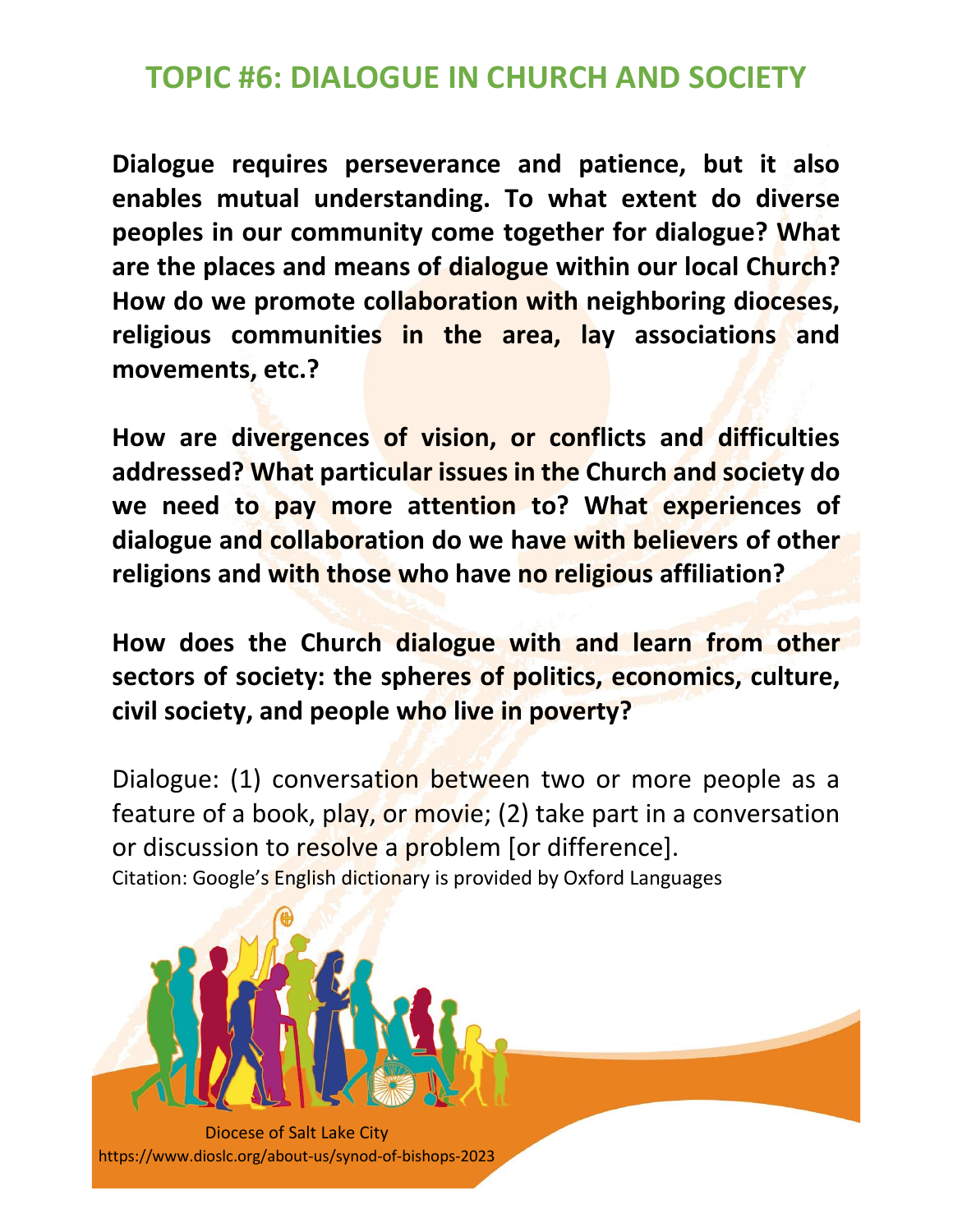# TOPIC #6: DIALOGUE IN CHURCH AND SOCIETY

**Dialogue requires perseverance and patience, but it also enables mutual understanding. To what extent do diverse peoples in our community come together for dialogue? What are the places and means of dialogue within our local Church? How do we promote collaboration with neighboring dioceses, religious communities in the area, lay associations and movements, etc.?**

**How are divergences of vision, or conflicts and difficulties addressed? What particular issues in the Church and society do we need to pay more attention to? What experiences of dialogue and collaboration do we have with believers of other religions and with those who have no religious affiliation?**

**How does the Church dialogue with and learn from other sectors of society: the spheres of politics, economics, culture, civil society, and people who live in poverty?**

Dialogue: (1) conversation between two or more people as a feature of a book, play, or movie; (2) take part in a conversation or discussion to resolve a problem [or difference].

Citation: Google's English dictionary is provided by Oxford Languages

Diocese of Salt Lake City
https://www.dioslc.org/about-us/synod-of-bishops-2023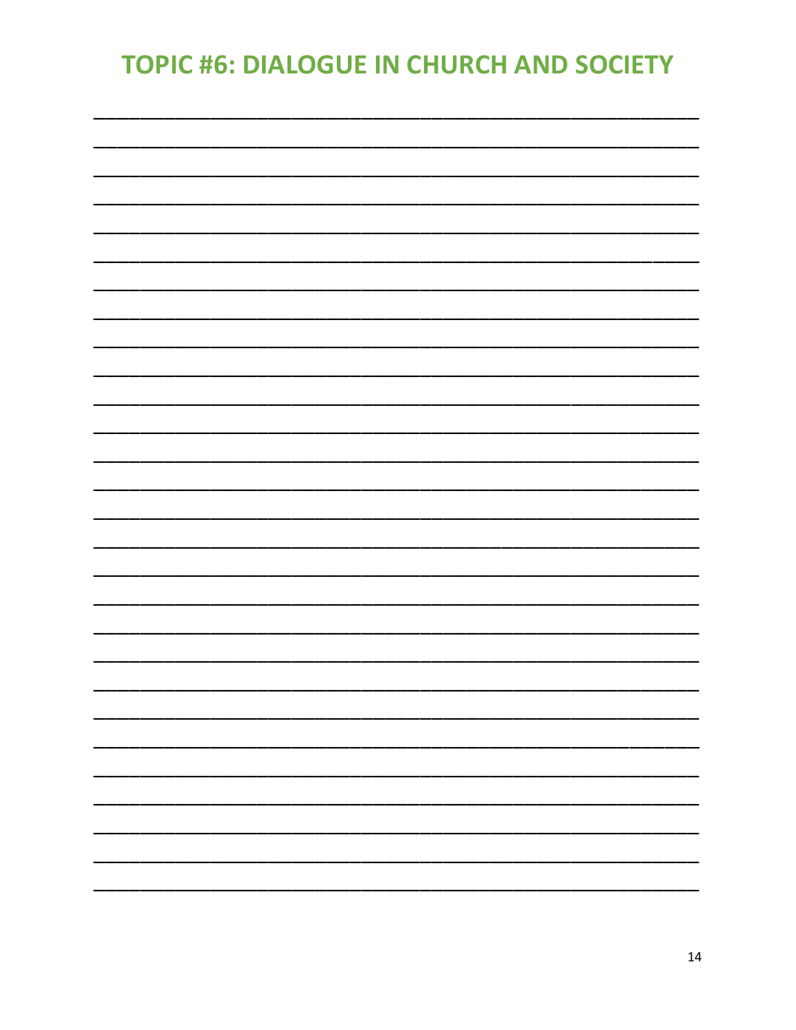# TOPIC #6: DIALOGUE IN CHURCH AND SOCIETY

___________________________________________________________________________

___________________________________________________________________________

___________________________________________________________________________

___________________________________________________________________________

___________________________________________________________________________

___________________________________________________________________________

___________________________________________________________________________

___________________________________________________________________________

___________________________________________________________________________

___________________________________________________________________________

___________________________________________________________________________

___________________________________________________________________________

___________________________________________________________________________

___________________________________________________________________________

___________________________________________________________________________

___________________________________________________________________________

___________________________________________________________________________

___________________________________________________________________________

___________________________________________________________________________

___________________________________________________________________________

___________________________________________________________________________

___________________________________________________________________________

___________________________________________________________________________

___________________________________________________________________________

___________________________________________________________________________

___________________________________________________________________________

___________________________________________________________________________

___________________________________________________________________________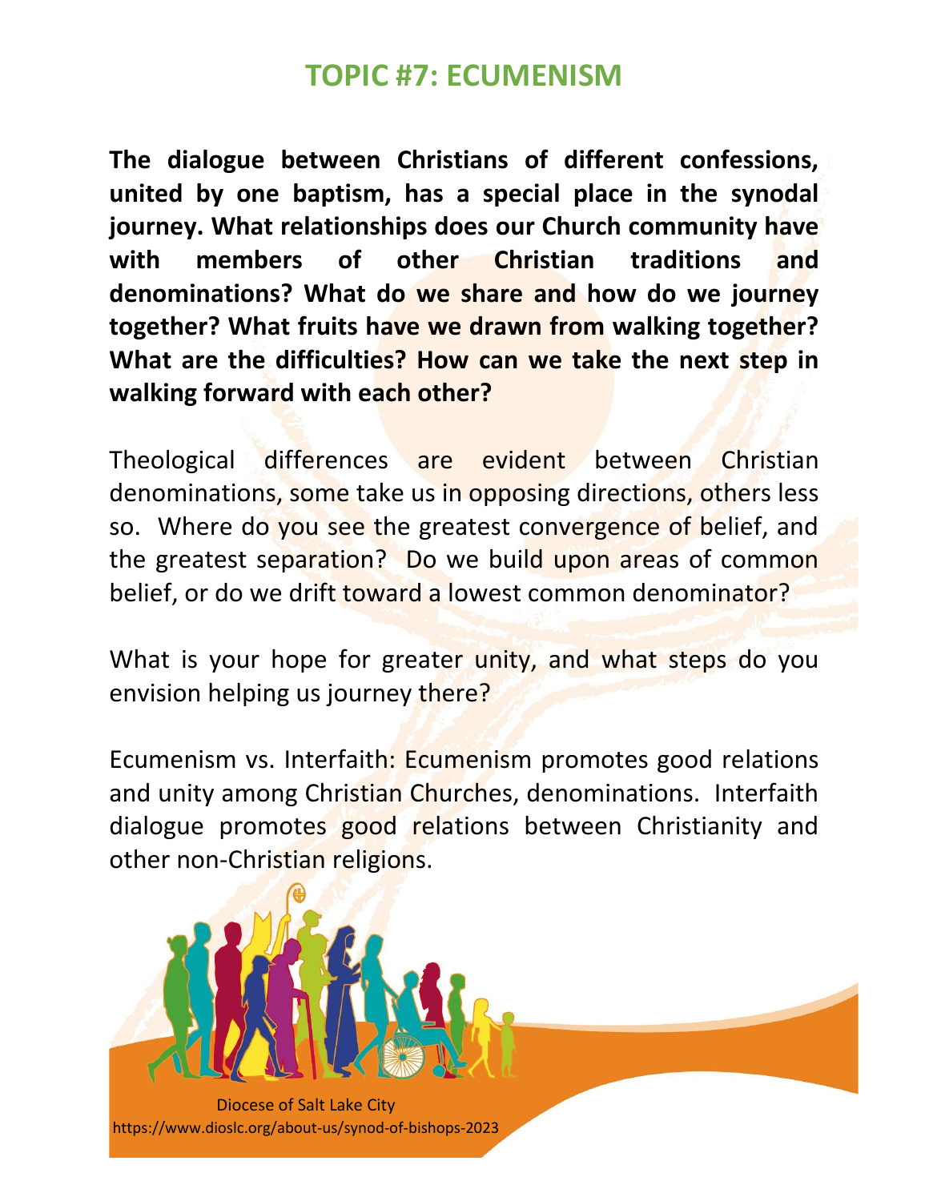# TOPIC #7: ECUMENISM

**The dialogue between Christians of different confessions, united by one baptism, has a special place in the synodal journey. What relationships does our Church community have with members of other Christian traditions and denominations? What do we share and how do we journey together? What fruits have we drawn from walking together? What are the difficulties? How can we take the next step in walking forward with each other?**

Theological differences are evident between Christian denominations, some take us in opposing directions, others less so. Where do you see the greatest convergence of belief, and the greatest separation? Do we build upon areas of common belief, or do we drift toward a lowest common denominator?

What is your hope for greater unity, and what steps do you envision helping us journey there?

Ecumenism vs. Interfaith: Ecumenism promotes good relations and unity among Christian Churches, denominations. Interfaith dialogue promotes good relations between Christianity and other non-Christian religions.

Diocese of Salt Lake City
https://www.dioslc.org/about-us/synod-of-bishops-2023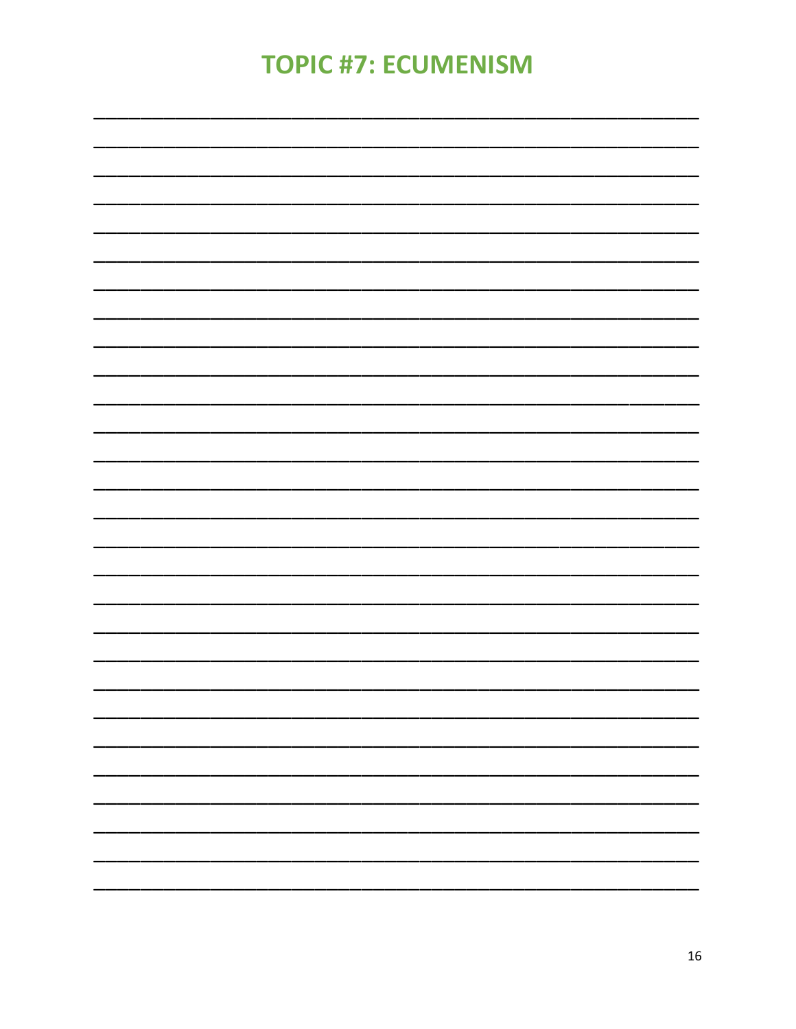# TOPIC #7: ECUMENISM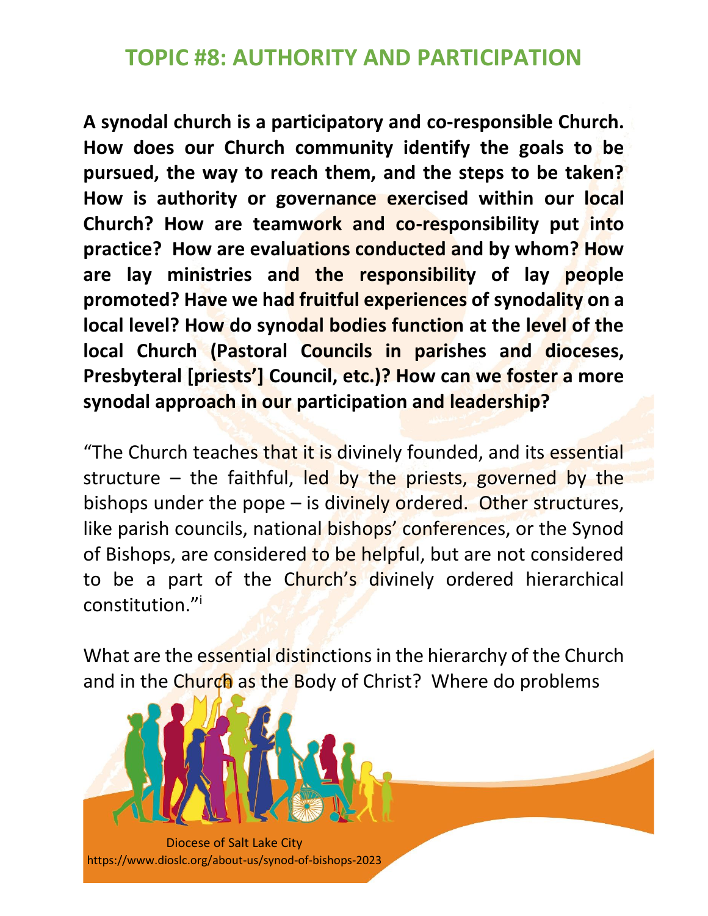## TOPIC #8: AUTHORITY AND PARTICIPATION

**A synodal church is a participatory and co-responsible Church. How does our Church community identify the goals to be pursued, the way to reach them, and the steps to be taken? How is authority or governance exercised within our local Church? How are teamwork and co-responsibility put into practice? How are evaluations conducted and by whom? How are lay ministries and the responsibility of lay people promoted? Have we had fruitful experiences of synodality on a local level? How do synodal bodies function at the level of the local Church (Pastoral Councils in parishes and dioceses, Presbyteral [priests'] Council, etc.)? How can we foster a more synodal approach in our participation and leadership?**

"The Church teaches that it is divinely founded, and its essential structure – the faithful, led by the priests, governed by the bishops under the pope – is divinely ordered. Other structures, like parish councils, national bishops' conferences, or the Synod of Bishops, are considered to be helpful, but are not considered to be a part of the Church's divinely ordered hierarchical constitution."[i]

What are the essential distinctions in the hierarchy of the Church and in the Church as the Body of Christ? Where do problems

Diocese of Salt Lake City
https://www.dioslc.org/about-us/synod-of-bishops-2023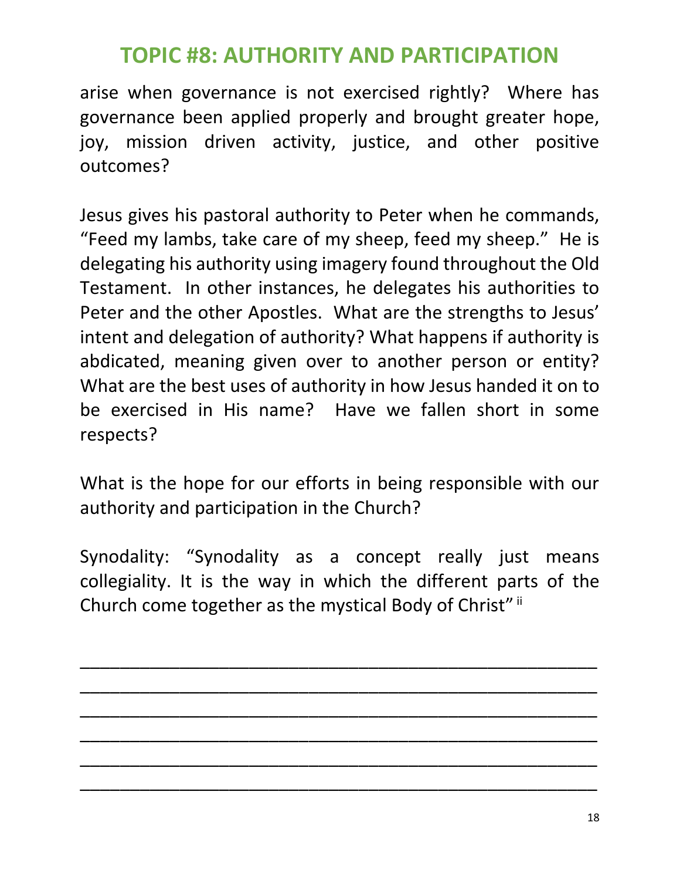## TOPIC #8: AUTHORITY AND PARTICIPATION

arise when governance is not exercised rightly? Where has governance been applied properly and brought greater hope, joy, mission driven activity, justice, and other positive outcomes?

Jesus gives his pastoral authority to Peter when he commands, “Feed my lambs, take care of my sheep, feed my sheep.” He is delegating his authority using imagery found throughout the Old Testament. In other instances, he delegates his authorities to Peter and the other Apostles. What are the strengths to Jesus’ intent and delegation of authority? What happens if authority is abdicated, meaning given over to another person or entity? What are the best uses of authority in how Jesus handed it on to be exercised in His name? Have we fallen short in some respects?

What is the hope for our efforts in being responsible with our authority and participation in the Church?

Synodality: “Synodality as a concept really just means collegiality. It is the way in which the different parts of the Church come together as the mystical Body of Christ” [ii]

\_\_\_\_\_\_\_\_\_\_\_\_\_\_\_\_\_\_\_\_\_\_\_\_\_\_\_\_\_\_\_\_\_\_\_\_\_\_\_\_\_\_\_\_\_\_\_\_

\_\_\_\_\_\_\_\_\_\_\_\_\_\_\_\_\_\_\_\_\_\_\_\_\_\_\_\_\_\_\_\_\_\_\_\_\_\_\_\_\_\_\_\_\_\_\_\_

\_\_\_\_\_\_\_\_\_\_\_\_\_\_\_\_\_\_\_\_\_\_\_\_\_\_\_\_\_\_\_\_\_\_\_\_\_\_\_\_\_\_\_\_\_\_\_\_

\_\_\_\_\_\_\_\_\_\_\_\_\_\_\_\_\_\_\_\_\_\_\_\_\_\_\_\_\_\_\_\_\_\_\_\_\_\_\_\_\_\_\_\_\_\_\_\_

\_\_\_\_\_\_\_\_\_\_\_\_\_\_\_\_\_\_\_\_\_\_\_\_\_\_\_\_\_\_\_\_\_\_\_\_\_\_\_\_\_\_\_\_\_\_\_\_

\_\_\_\_\_\_\_\_\_\_\_\_\_\_\_\_\_\_\_\_\_\_\_\_\_\_\_\_\_\_\_\_\_\_\_\_\_\_\_\_\_\_\_\_\_\_\_\_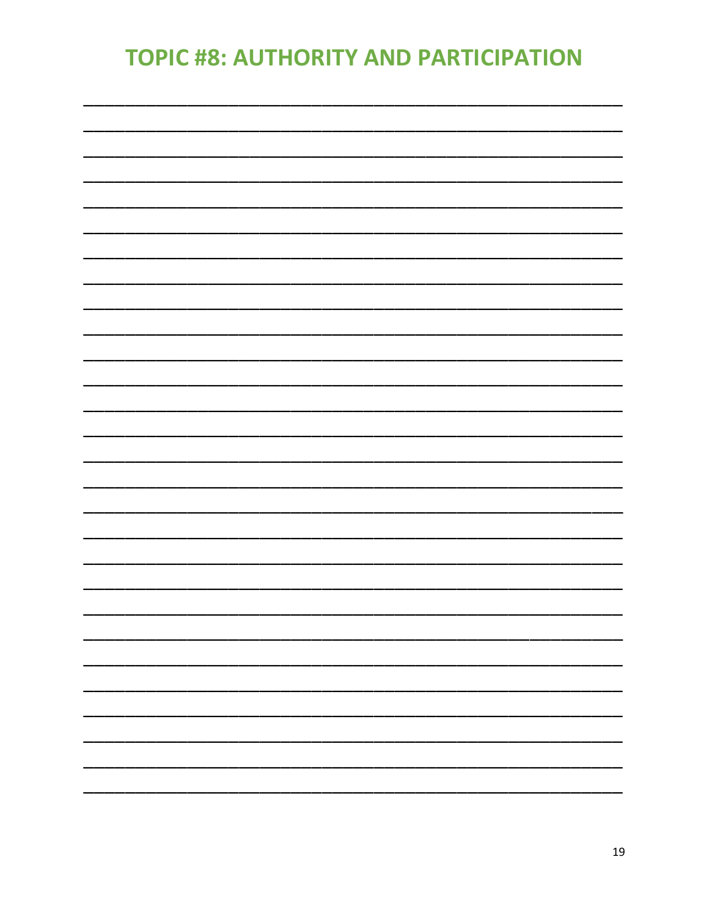# TOPIC #8: AUTHORITY AND PARTICIPATION

___________________________________________________________________________

___________________________________________________________________________

___________________________________________________________________________

___________________________________________________________________________

___________________________________________________________________________

___________________________________________________________________________

___________________________________________________________________________

___________________________________________________________________________

___________________________________________________________________________

___________________________________________________________________________

___________________________________________________________________________

___________________________________________________________________________

___________________________________________________________________________

___________________________________________________________________________

___________________________________________________________________________

___________________________________________________________________________

___________________________________________________________________________

___________________________________________________________________________

___________________________________________________________________________

___________________________________________________________________________

___________________________________________________________________________

___________________________________________________________________________

___________________________________________________________________________

___________________________________________________________________________

___________________________________________________________________________

___________________________________________________________________________

___________________________________________________________________________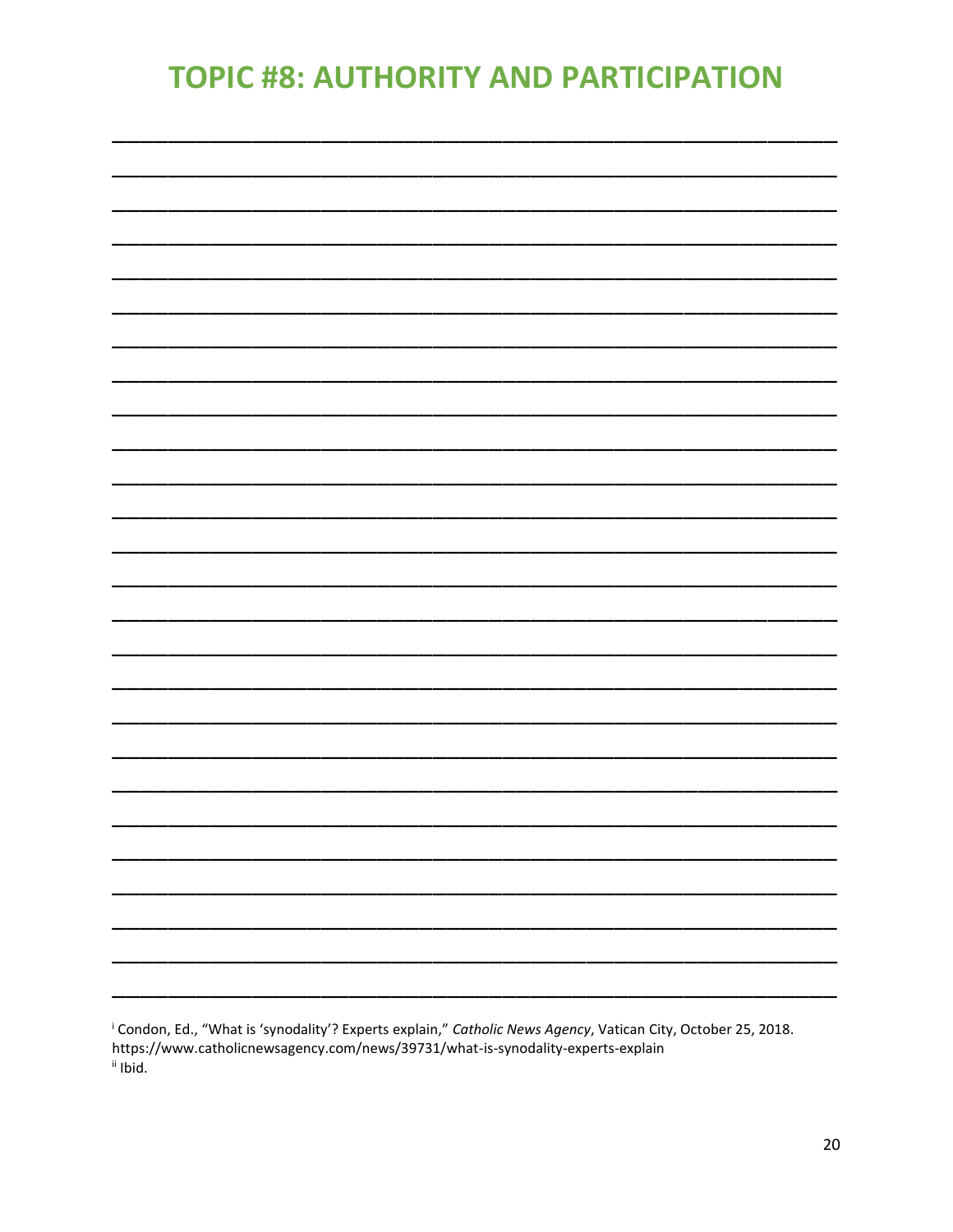# TOPIC #8: AUTHORITY AND PARTICIPATION

[i] Condon, Ed., "What is 'synodality'? Experts explain," *Catholic News Agency*, Vatican City, October 25, 2018. https://www.catholicnewsagency.com/news/39731/what-is-synodality-experts-explain

[ii] Ibid.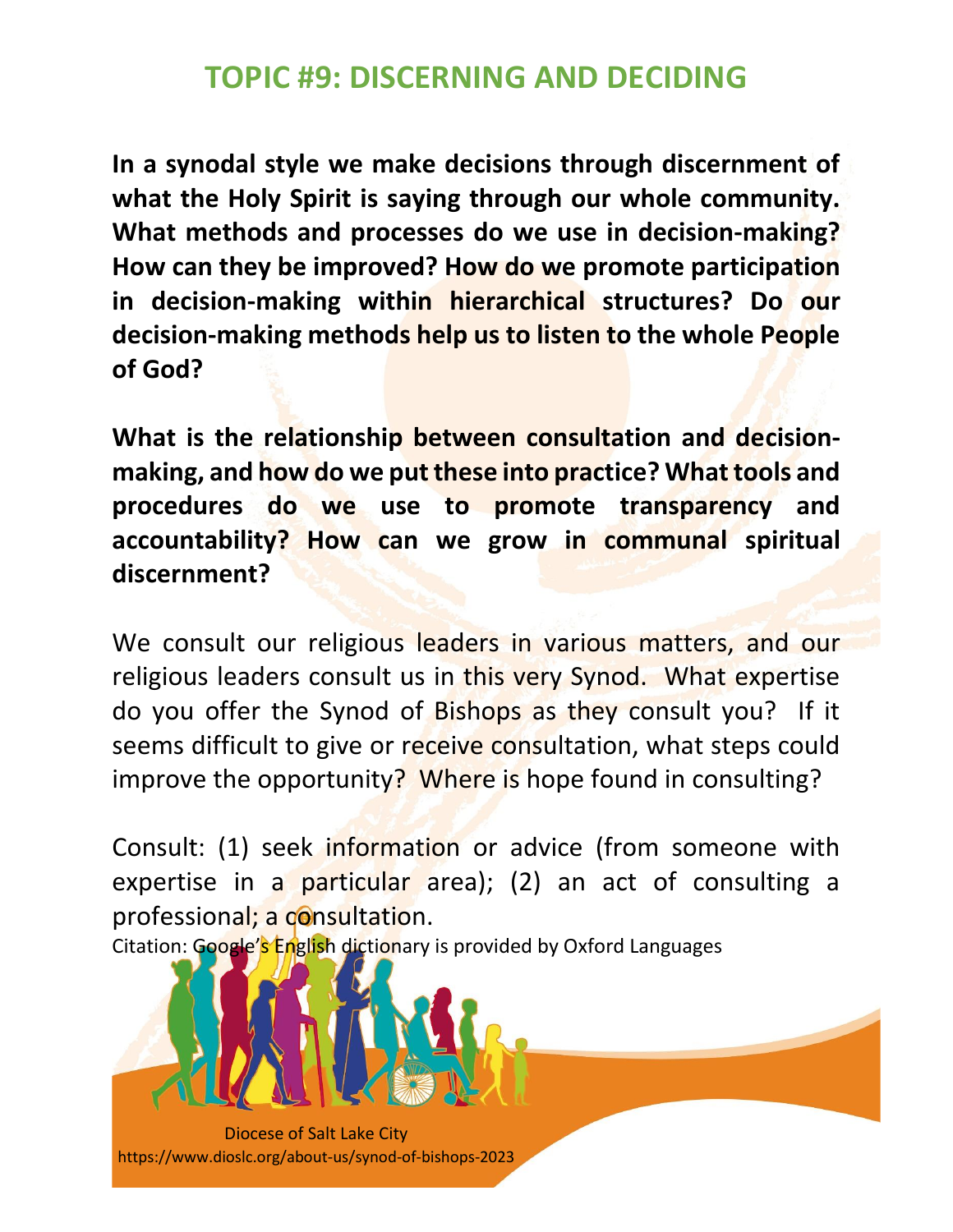# TOPIC #9: DISCERNING AND DECIDING

**In a synodal style we make decisions through discernment of what the Holy Spirit is saying through our whole community. What methods and processes do we use in decision-making? How can they be improved? How do we promote participation in decision-making within hierarchical structures? Do our decision-making methods help us to listen to the whole People of God?**

**What is the relationship between consultation and decision-making, and how do we put these into practice? What tools and procedures do we use to promote transparency and accountability? How can we grow in communal spiritual discernment?**

We consult our religious leaders in various matters, and our religious leaders consult us in this very Synod. What expertise do you offer the Synod of Bishops as they consult you? If it seems difficult to give or receive consultation, what steps could improve the opportunity? Where is hope found in consulting?

Consult: (1) seek information or advice (from someone with expertise in a particular area); (2) an act of consulting a professional; a consultation.

Citation: Google's English dictionary is provided by Oxford Languages

Diocese of Salt Lake City
https://www.dioslc.org/about-us/synod-of-bishops-2023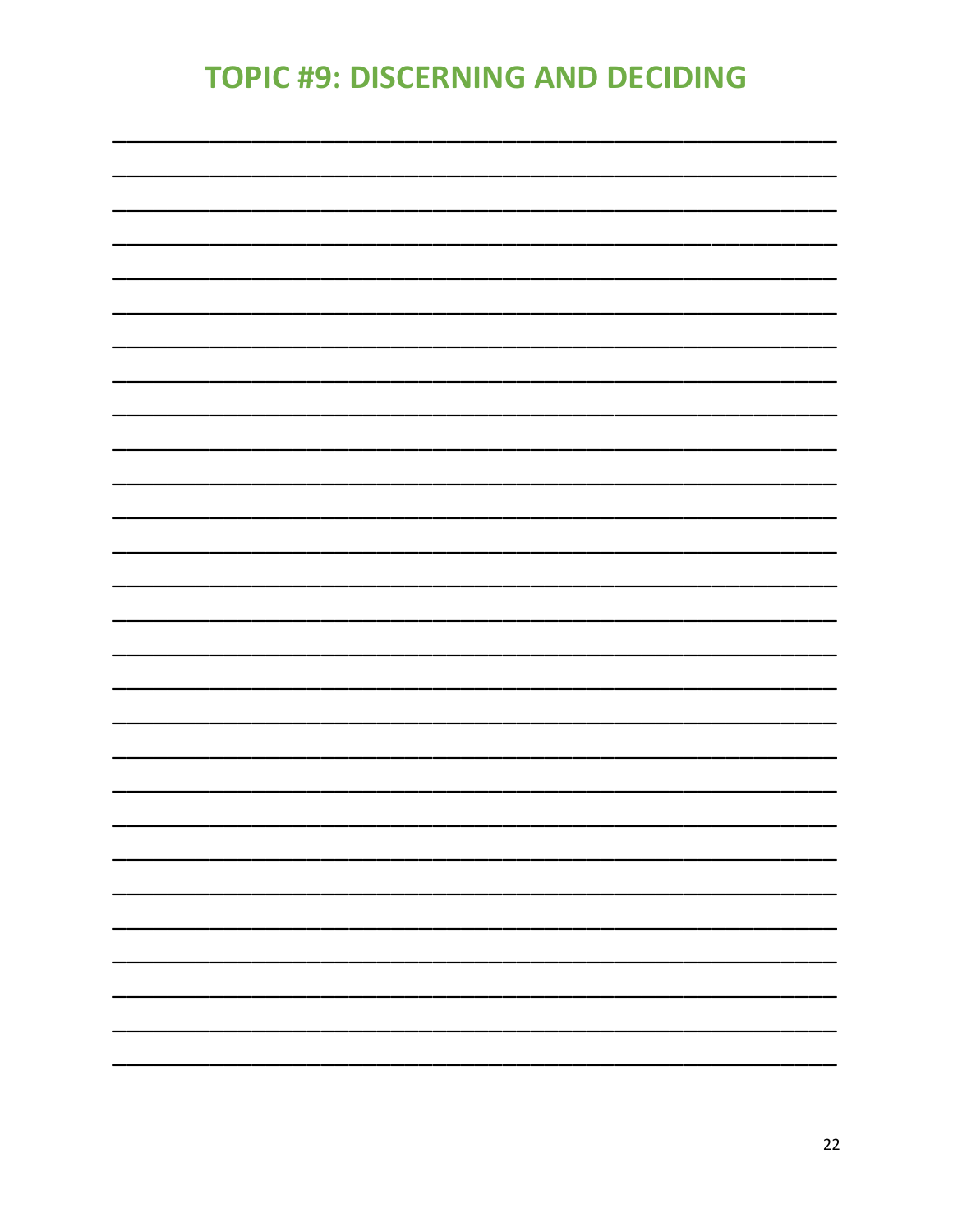# TOPIC #9: DISCERNING AND DECIDING

_______________________________________________________________

_______________________________________________________________

_______________________________________________________________

_______________________________________________________________

_______________________________________________________________

_______________________________________________________________

_______________________________________________________________

_______________________________________________________________

_______________________________________________________________

_______________________________________________________________

_______________________________________________________________

_______________________________________________________________

_______________________________________________________________

_______________________________________________________________

_______________________________________________________________

_______________________________________________________________

_______________________________________________________________

_______________________________________________________________

_______________________________________________________________

_______________________________________________________________

_______________________________________________________________

_______________________________________________________________

_______________________________________________________________

_______________________________________________________________

_______________________________________________________________

_______________________________________________________________

_______________________________________________________________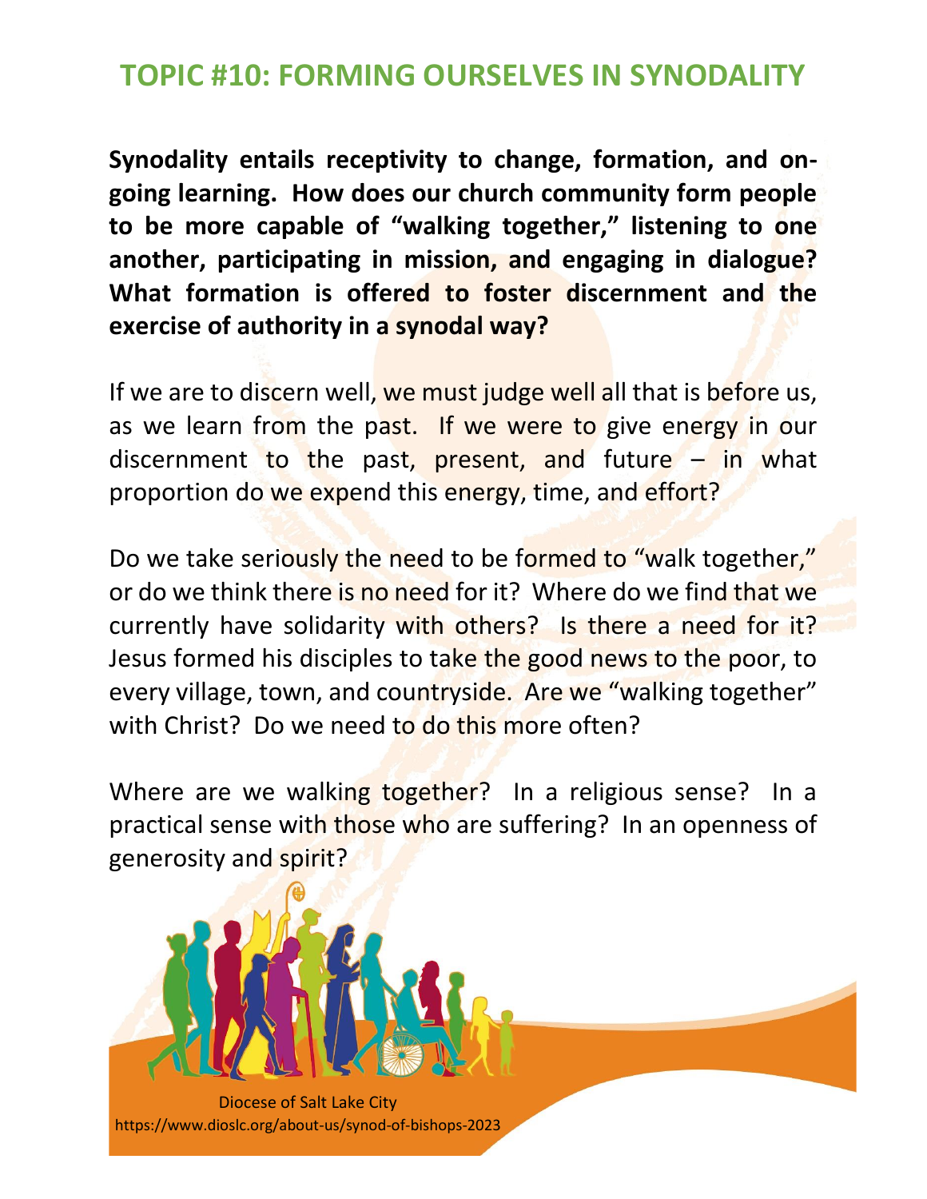## TOPIC #10: FORMING OURSELVES IN SYNODALITY

**Synodality entails receptivity to change, formation, and on-going learning. How does our church community form people to be more capable of "walking together," listening to one another, participating in mission, and engaging in dialogue? What formation is offered to foster discernment and the exercise of authority in a synodal way?**

If we are to discern well, we must judge well all that is before us, as we learn from the past. If we were to give energy in our discernment to the past, present, and future – in what proportion do we expend this energy, time, and effort?

Do we take seriously the need to be formed to "walk together," or do we think there is no need for it? Where do we find that we currently have solidarity with others? Is there a need for it? Jesus formed his disciples to take the good news to the poor, to every village, town, and countryside. Are we "walking together" with Christ? Do we need to do this more often?

Where are we walking together? In a religious sense? In a practical sense with those who are suffering? In an openness of generosity and spirit?

Diocese of Salt Lake City
https://www.dioslc.org/about-us/synod-of-bishops-2023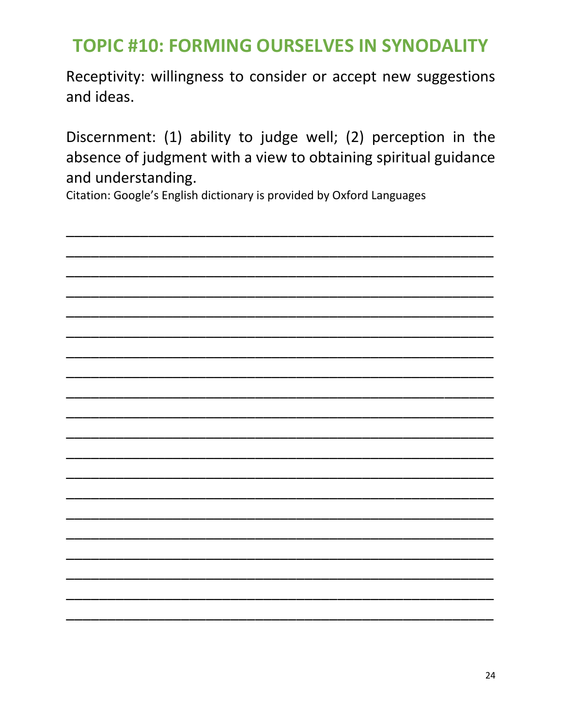# TOPIC #10: FORMING OURSELVES IN SYNODALITY

Receptivity: willingness to consider or accept new suggestions and ideas.

Discernment: (1) ability to judge well; (2) perception in the absence of judgment with a view to obtaining spiritual guidance and understanding.

Citation: Google's English dictionary is provided by Oxford Languages

____________________________________________________
____________________________________________________
____________________________________________________
____________________________________________________
____________________________________________________
____________________________________________________
____________________________________________________
____________________________________________________
____________________________________________________
____________________________________________________
____________________________________________________
____________________________________________________
____________________________________________________
____________________________________________________
____________________________________________________
____________________________________________________
____________________________________________________
____________________________________________________
____________________________________________________
____________________________________________________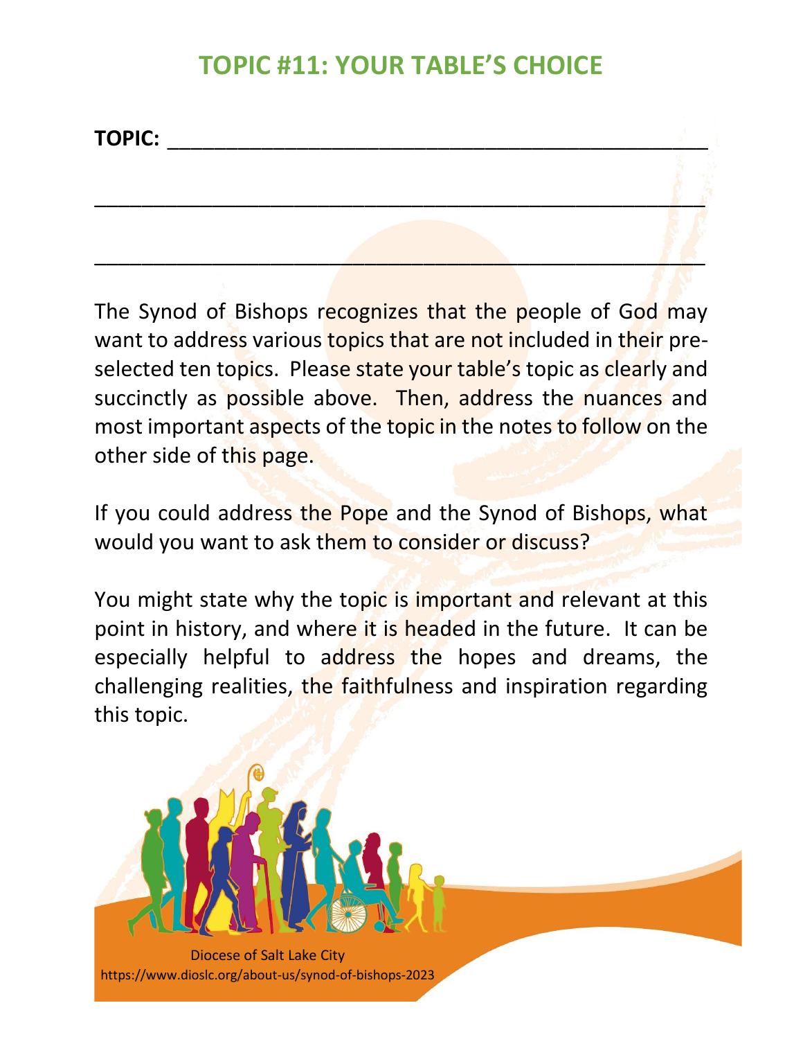# TOPIC #11: YOUR TABLE'S CHOICE

**TOPIC:** ___________________________________________

___________________________________________________

___________________________________________________

The Synod of Bishops recognizes that the people of God may want to address various topics that are not included in their pre-selected ten topics. Please state your table's topic as clearly and succinctly as possible above. Then, address the nuances and most important aspects of the topic in the notes to follow on the other side of this page.

If you could address the Pope and the Synod of Bishops, what would you want to ask them to consider or discuss?

You might state why the topic is important and relevant at this point in history, and where it is headed in the future. It can be especially helpful to address the hopes and dreams, the challenging realities, the faithfulness and inspiration regarding this topic.

Diocese of Salt Lake City
https://www.dioslc.org/about-us/synod-of-bishops-2023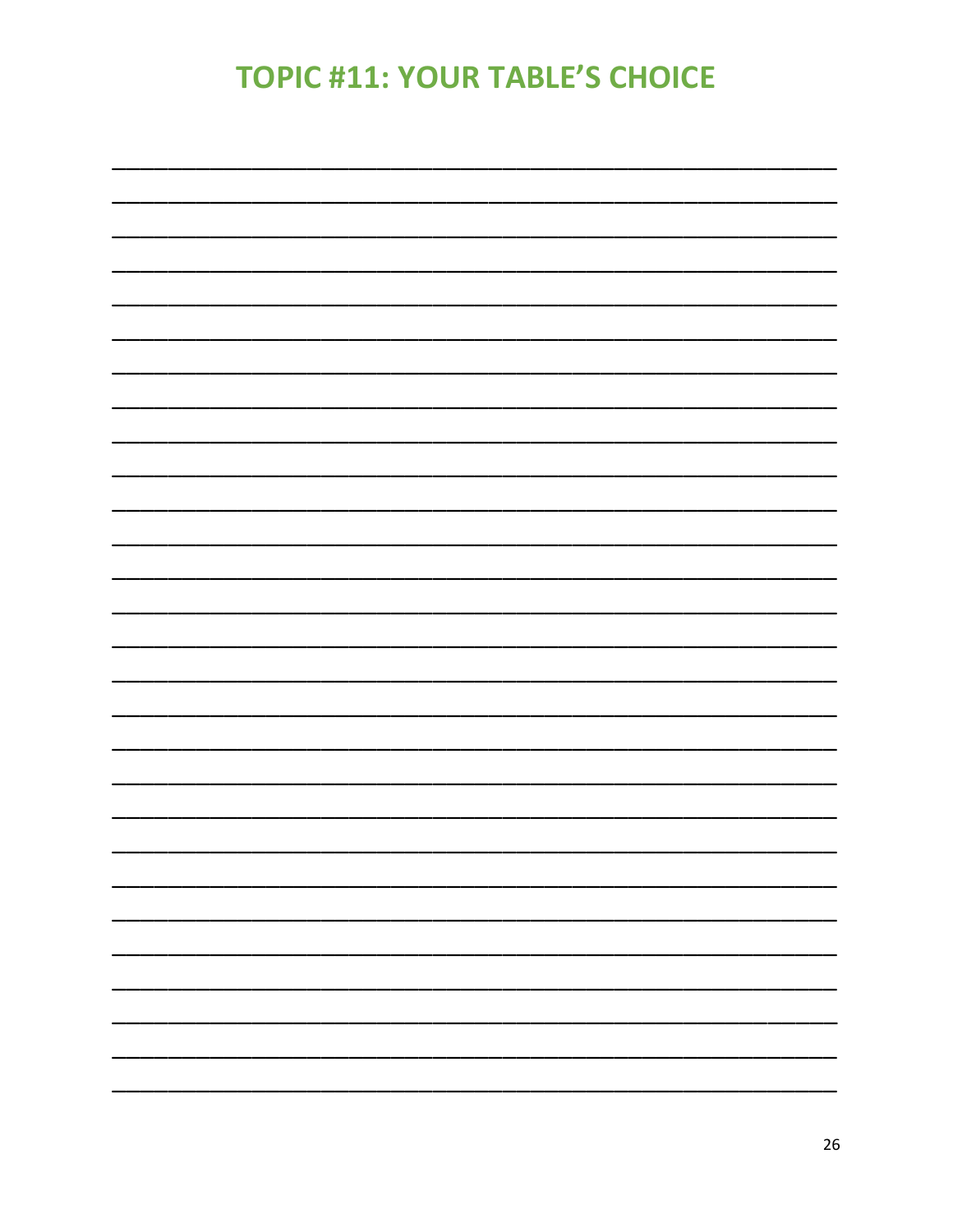# TOPIC #11: YOUR TABLE'S CHOICE